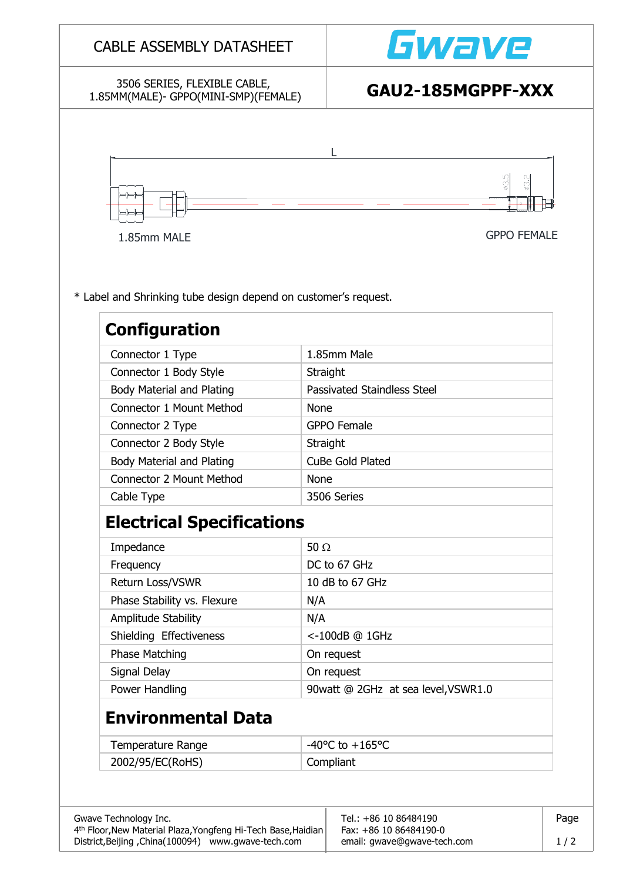CABLE ASSEMBLY DATASHEET

Gwave

3506 SERIES, FLEXIBLE CABLE, 1.85MM(MALE)- GPPO(MINI-SMP)(FEMALE)

**GAU2-185MGPPF-XXX**

L

1.85mm MALE

GPPO FEMALE

\* Label and Shrinking tube design depend on customer's request.

## Configuration

| | |
|---|---|
| Connector 1 Type | 1.85mm Male |
| Connector 1 Body Style | Straight |
| Body Material and Plating | Passivated Staindless Steel |
| Connector 1 Mount Method | None |
| Connector 2 Type | GPPO Female |
| Connector 2 Body Style | Straight |
| Body Material and Plating | CuBe Gold Plated |
| Connector 2 Mount Method | None |
| Cable Type | 3506 Series |

## Electrical Specifications

| | |
|---|---|
| Impedance | 50 Ω |
| Frequency | DC to 67 GHz |
| Return Loss/VSWR | 10 dB to 67 GHz |
| Phase Stability vs. Flexure | N/A |
| Amplitude Stability | N/A |
| Shielding Effectiveness | <-100dB @ 1GHz |
| Phase Matching | On request |
| Signal Delay | On request |
| Power Handling | 90watt @ 2GHz at sea level,VSWR1.0 |

## Environmental Data

| | |
|---|---|
| Temperature Range | -40°C to +165°C |
| 2002/95/EC(RoHS) | Compliant |

Gwave Technology Inc.
4th Floor,New Material Plaza,Yongfeng Hi-Tech Base,Haidian District,Beijing ,China(100094) www.gwave-tech.com

Tel.: +86 10 86484190
Fax: +86 10 86484190-0
email: gwave@gwave-tech.com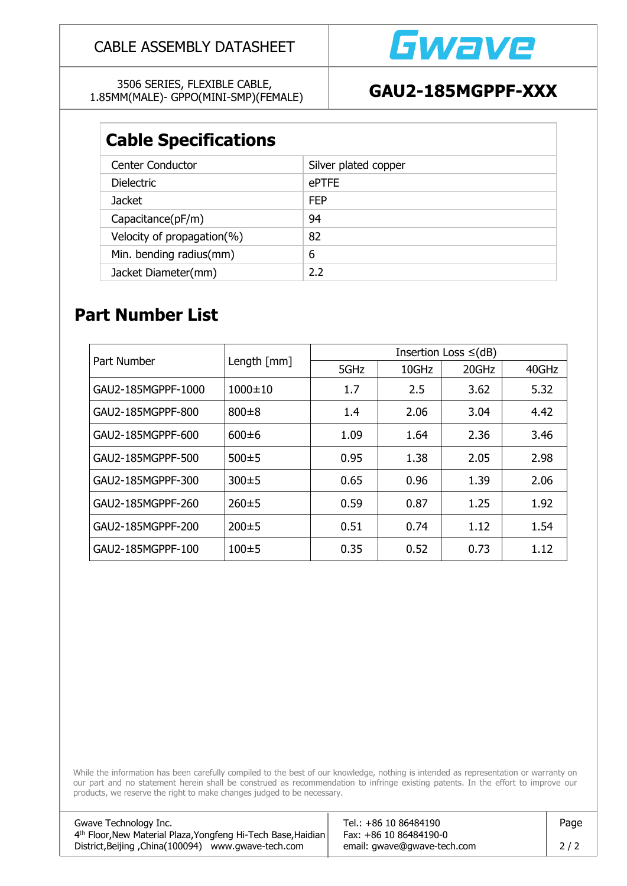CABLE ASSEMBLY DATASHEET

Gwave

3506 SERIES, FLEXIBLE CABLE, 1.85MM(MALE)- GPPO(MINI-SMP)(FEMALE)

**GAU2-185MGPPF-XXX**

## Cable Specifications

| | |
|---|---|
| Center Conductor | Silver plated copper |
| Dielectric | ePTFE |
| Jacket | FEP |
| Capacitance(pF/m) | 94 |
| Velocity of propagation(%) | 82 |
| Min. bending radius(mm) | 6 |
| Jacket Diameter(mm) | 2.2 |

## Part Number List

| Part Number | Length [mm] | Insertion Loss ≤(dB) | | | |
|---|---|---|---|---|---|
| | | 5GHz | 10GHz | 20GHz | 40GHz |
| GAU2-185MGPPF-1000 | 1000±10 | 1.7 | 2.5 | 3.62 | 5.32 |
| GAU2-185MGPPF-800 | 800±8 | 1.4 | 2.06 | 3.04 | 4.42 |
| GAU2-185MGPPF-600 | 600±6 | 1.09 | 1.64 | 2.36 | 3.46 |
| GAU2-185MGPPF-500 | 500±5 | 0.95 | 1.38 | 2.05 | 2.98 |
| GAU2-185MGPPF-300 | 300±5 | 0.65 | 0.96 | 1.39 | 2.06 |
| GAU2-185MGPPF-260 | 260±5 | 0.59 | 0.87 | 1.25 | 1.92 |
| GAU2-185MGPPF-200 | 200±5 | 0.51 | 0.74 | 1.12 | 1.54 |
| GAU2-185MGPPF-100 | 100±5 | 0.35 | 0.52 | 0.73 | 1.12 |

While the information has been carefully compiled to the best of our knowledge, nothing is intended as representation or warranty on our part and no statement herein shall be construed as recommendation to infringe existing patents. In the effort to improve our products, we reserve the right to make changes judged to be necessary.

Gwave Technology Inc.
4th Floor,New Material Plaza,Yongfeng Hi-Tech Base,Haidian District,Beijing ,China(100094) www.gwave-tech.com

Tel.: +86 10 86484190
Fax: +86 10 86484190-0
email: gwave@gwave-tech.com